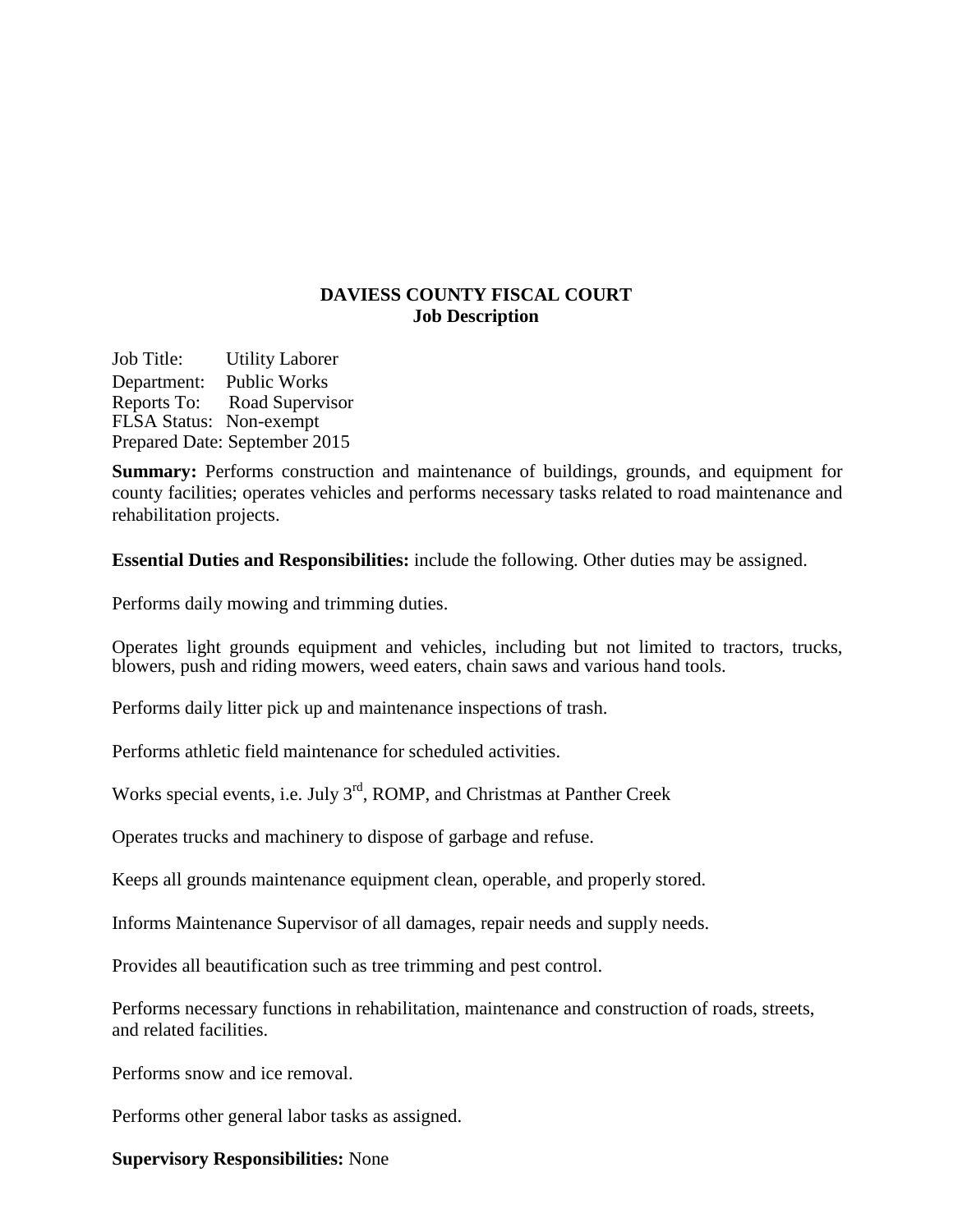# DAVIESS COUNTY FISCAL COURT
## Job Description

Job Title: Utility Laborer
Department: Public Works
Reports To: Road Supervisor
FLSA Status: Non-exempt
Prepared Date: September 2015

**Summary:** Performs construction and maintenance of buildings, grounds, and equipment for county facilities; operates vehicles and performs necessary tasks related to road maintenance and rehabilitation projects.

**Essential Duties and Responsibilities:** include the following. Other duties may be assigned.

Performs daily mowing and trimming duties.

Operates light grounds equipment and vehicles, including but not limited to tractors, trucks, blowers, push and riding mowers, weed eaters, chain saws and various hand tools.

Performs daily litter pick up and maintenance inspections of trash.

Performs athletic field maintenance for scheduled activities.

Works special events, i.e. July 3rd, ROMP, and Christmas at Panther Creek

Operates trucks and machinery to dispose of garbage and refuse.

Keeps all grounds maintenance equipment clean, operable, and properly stored.

Informs Maintenance Supervisor of all damages, repair needs and supply needs.

Provides all beautification such as tree trimming and pest control.

Performs necessary functions in rehabilitation, maintenance and construction of roads, streets, and related facilities.

Performs snow and ice removal.

Performs other general labor tasks as assigned.

**Supervisory Responsibilities:** None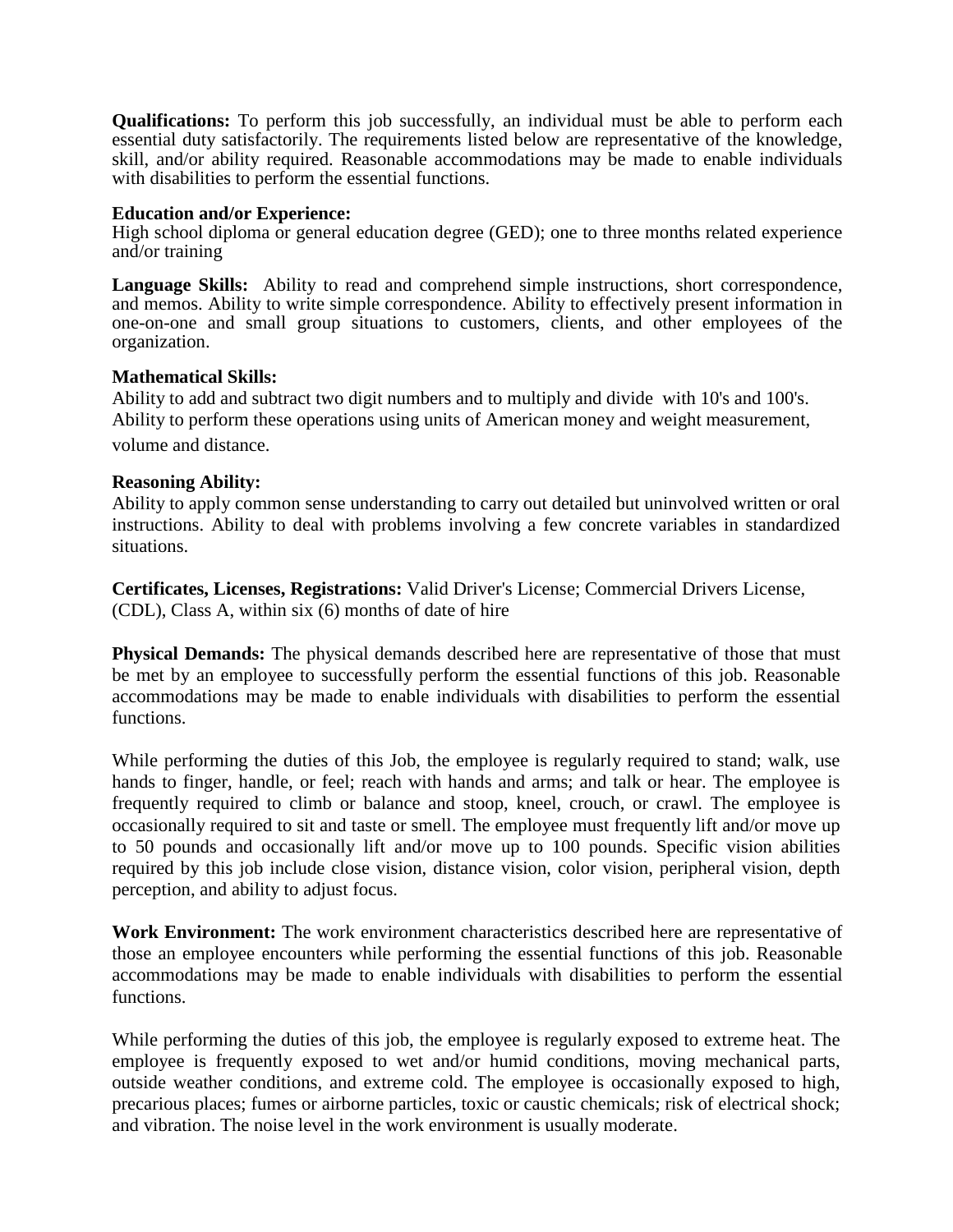**Qualifications:** To perform this job successfully, an individual must be able to perform each essential duty satisfactorily. The requirements listed below are representative of the knowledge, skill, and/or ability required. Reasonable accommodations may be made to enable individuals with disabilities to perform the essential functions.

**Education and/or Experience:**
High school diploma or general education degree (GED); one to three months related experience and/or training

**Language Skills:** Ability to read and comprehend simple instructions, short correspondence, and memos. Ability to write simple correspondence. Ability to effectively present information in one-on-one and small group situations to customers, clients, and other employees of the organization.

**Mathematical Skills:**
Ability to add and subtract two digit numbers and to multiply and divide with 10's and 100's. Ability to perform these operations using units of American money and weight measurement, volume and distance.

**Reasoning Ability:**
Ability to apply common sense understanding to carry out detailed but uninvolved written or oral instructions. Ability to deal with problems involving a few concrete variables in standardized situations.

**Certificates, Licenses, Registrations:** Valid Driver's License; Commercial Drivers License, (CDL), Class A, within six (6) months of date of hire

**Physical Demands:** The physical demands described here are representative of those that must be met by an employee to successfully perform the essential functions of this job. Reasonable accommodations may be made to enable individuals with disabilities to perform the essential functions.

While performing the duties of this Job, the employee is regularly required to stand; walk, use hands to finger, handle, or feel; reach with hands and arms; and talk or hear. The employee is frequently required to climb or balance and stoop, kneel, crouch, or crawl. The employee is occasionally required to sit and taste or smell. The employee must frequently lift and/or move up to 50 pounds and occasionally lift and/or move up to 100 pounds. Specific vision abilities required by this job include close vision, distance vision, color vision, peripheral vision, depth perception, and ability to adjust focus.

**Work Environment:** The work environment characteristics described here are representative of those an employee encounters while performing the essential functions of this job. Reasonable accommodations may be made to enable individuals with disabilities to perform the essential functions.

While performing the duties of this job, the employee is regularly exposed to extreme heat. The employee is frequently exposed to wet and/or humid conditions, moving mechanical parts, outside weather conditions, and extreme cold. The employee is occasionally exposed to high, precarious places; fumes or airborne particles, toxic or caustic chemicals; risk of electrical shock; and vibration. The noise level in the work environment is usually moderate.